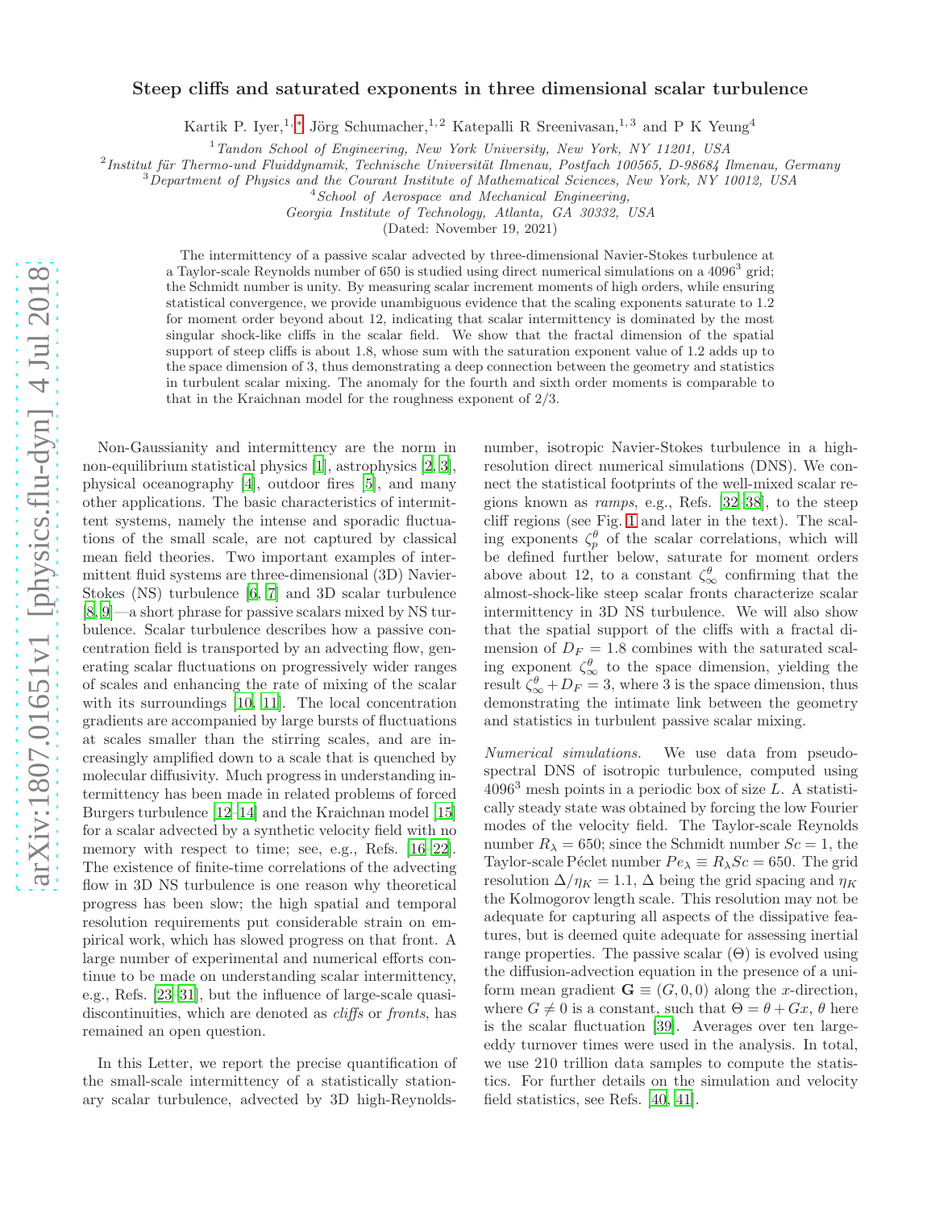# Steep cliffs and saturated exponents in three dimensional scalar turbulence

Kartik P. Iyer,[1,*] Jörg Schumacher,[1,2] Katepalli R Sreenivasan,[1,3] and P K Yeung[4]

[1] *Tandon School of Engineering, New York University, New York, NY 11201, USA*
[2] *Institut für Thermo-und Fluiddynamik, Technische Universität Ilmenau, Postfach 100565, D-98684 Ilmenau, Germany*
[3] *Department of Physics and the Courant Institute of Mathematical Sciences, New York, NY 10012, USA*
[4] *School of Aerospace and Mechanical Engineering, Georgia Institute of Technology, Atlanta, GA 30332, USA*

(Dated: November 19, 2021)

The intermittency of a passive scalar advected by three-dimensional Navier-Stokes turbulence at a Taylor-scale Reynolds number of 650 is studied using direct numerical simulations on a $4096^3$ grid; the Schmidt number is unity. By measuring scalar increment moments of high orders, while ensuring statistical convergence, we provide unambiguous evidence that the scaling exponents saturate to 1.2 for moment order beyond about 12, indicating that scalar intermittency is dominated by the most singular shock-like cliffs in the scalar field. We show that the fractal dimension of the spatial support of steep cliffs is about 1.8, whose sum with the saturation exponent value of 1.2 adds up to the space dimension of 3, thus demonstrating a deep connection between the geometry and statistics in turbulent scalar mixing. The anomaly for the fourth and sixth order moments is comparable to that in the Kraichnan model for the roughness exponent of 2/3.

Non-Gaussianity and intermittency are the norm in non-equilibrium statistical physics [1], astrophysics [2, 3], physical oceanography [4], outdoor fires [5], and many other applications. The basic characteristics of intermittent systems, namely the intense and sporadic fluctuations of the small scale, are not captured by classical mean field theories. Two important examples of intermittent fluid systems are three-dimensional (3D) Navier-Stokes (NS) turbulence [6, 7] and 3D scalar turbulence [8, 9]—a short phrase for passive scalars mixed by NS turbulence. Scalar turbulence describes how a passive concentration field is transported by an advecting flow, generating scalar fluctuations on progressively wider ranges of scales and enhancing the rate of mixing of the scalar with its surroundings [10, 11]. The local concentration gradients are accompanied by large bursts of fluctuations at scales smaller than the stirring scales, and are increasingly amplified down to a scale that is quenched by molecular diffusivity. Much progress in understanding intermittency has been made in related problems of forced Burgers turbulence [12–14] and the Kraichnan model [15] for a scalar advected by a synthetic velocity field with no memory with respect to time; see, e.g., Refs. [16–22]. The existence of finite-time correlations of the advecting flow in 3D NS turbulence is one reason why theoretical progress has been slow; the high spatial and temporal resolution requirements put considerable strain on empirical work, which has slowed progress on that front. A large number of experimental and numerical efforts continue to be made on understanding scalar intermittency, e.g., Refs. [23–31], but the influence of large-scale quasi-discontinuities, which are denoted as *cliffs* or *fronts*, has remained an open question.

In this Letter, we report the precise quantification of the small-scale intermittency of a statistically stationary scalar turbulence, advected by 3D high-Reynolds-number, isotropic Navier-Stokes turbulence in a high-resolution direct numerical simulations (DNS). We connect the statistical footprints of the well-mixed scalar regions known as *ramps*, e.g., Refs. [32–38], to the steep cliff regions (see Fig. 1 and later in the text). The scaling exponents $\zeta_p^\theta$ of the scalar correlations, which will be defined further below, saturate for moment orders above about 12, to a constant $\zeta_\infty^\theta$ confirming that the almost-shock-like steep scalar fronts characterize scalar intermittency in 3D NS turbulence. We will also show that the spatial support of the cliffs with a fractal dimension of $D_F = 1.8$ combines with the saturated scaling exponent $\zeta_\infty^\theta$ to the space dimension, yielding the result $\zeta_\infty^\theta + D_F = 3$, where 3 is the space dimension, thus demonstrating the intimate link between the geometry and statistics in turbulent passive scalar mixing.

*Numerical simulations.* We use data from pseudo-spectral DNS of isotropic turbulence, computed using $4096^3$ mesh points in a periodic box of size $L$. A statistically steady state was obtained by forcing the low Fourier modes of the velocity field. The Taylor-scale Reynolds number $R_\lambda = 650$; since the Schmidt number $Sc = 1$, the Taylor-scale Péclet number $Pe_\lambda \equiv R_\lambda Sc = 650$. The grid resolution $\Delta/\eta_K = 1.1$, $\Delta$ being the grid spacing and $\eta_K$ the Kolmogorov length scale. This resolution may not be adequate for capturing all aspects of the dissipative features, but is deemed quite adequate for assessing inertial range properties. The passive scalar ($\Theta$) is evolved using the diffusion-advection equation in the presence of a uniform mean gradient $\mathbf{G} \equiv (G, 0, 0)$ along the $x$-direction, where $G \neq 0$ is a constant, such that $\Theta = \theta + Gx$, $\theta$ here is the scalar fluctuation [39]. Averages over ten large-eddy turnover times were used in the analysis. In total, we use 210 trillion data samples to compute the statistics. For further details on the simulation and velocity field statistics, see Refs. [40, 41].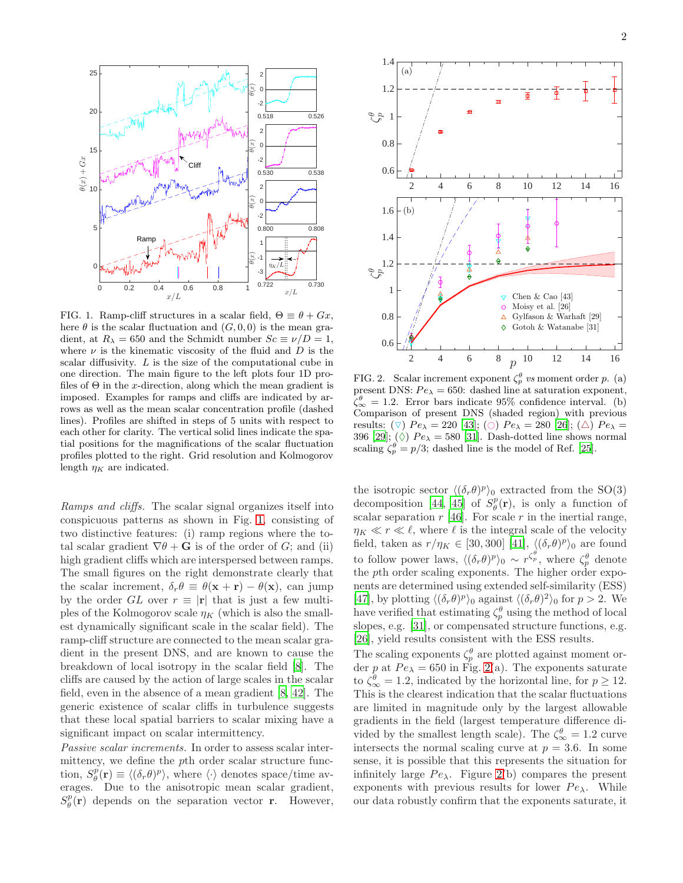FIG. 1. Ramp-cliff structures in a scalar field, $\Theta \equiv \theta + Gx$, here $\theta$ is the scalar fluctuation and $(G, 0, 0)$ is the mean gradient, at $R_\lambda = 650$ and the Schmidt number $Sc \equiv \nu/D = 1$, where $\nu$ is the kinematic viscosity of the fluid and $D$ is the scalar diffusivity. $L$ is the size of the computational cube in one direction. The main figure to the left plots four 1D profiles of $\Theta$ in the $x$-direction, along which the mean gradient is imposed. Examples for ramps and cliffs are indicated by arrows as well as the mean scalar concentration profile (dashed lines). Profiles are shifted in steps of 5 units with respect to each other for clarity. The vertical solid lines indicate the spatial positions for the magnifications of the scalar fluctuation profiles plotted to the right. Grid resolution and Kolmogorov length $\eta_K$ are indicated.

*Ramps and cliffs.* The scalar signal organizes itself into conspicuous patterns as shown in Fig. 1, consisting of two distinctive features: (i) ramp regions where the total scalar gradient $\nabla\theta + \mathbf{G}$ is of the order of $G$; and (ii) high gradient cliffs which are interspersed between ramps. The small figures on the right demonstrate clearly that the scalar increment, $\delta_r\theta \equiv \theta(\mathbf{x}+\mathbf{r}) - \theta(\mathbf{x})$, can jump by the order $GL$ over $r \equiv |\mathbf{r}|$ that is just a few multiples of the Kolmogorov scale $\eta_K$ (which is also the smallest dynamically significant scale in the scalar field). The ramp-cliff structure are connected to the mean scalar gradient in the present DNS, and are known to cause the breakdown of local isotropy in the scalar field [8]. The cliffs are caused by the action of large scales in the scalar field, even in the absence of a mean gradient [8, 42]. The generic existence of scalar cliffs in turbulence suggests that these local spatial barriers to scalar mixing have a significant impact on scalar intermittency.

*Passive scalar increments.* In order to assess scalar intermittency, we define the $p$th order scalar structure function, $S^p_\theta(\mathbf{r}) \equiv \langle(\delta_r\theta)^p\rangle$, where $\langle\cdot\rangle$ denotes space/time averages. Due to the anisotropic mean scalar gradient, $S^p_\theta(\mathbf{r})$ depends on the separation vector $\mathbf{r}$. However, the isotropic sector $\langle(\delta_r\theta)^p\rangle_0$ extracted from the SO(3) decomposition [44, 45] of $S^p_\theta(\mathbf{r})$, is only a function of scalar separation $r$ [46]. For scale $r$ in the inertial range, $\eta_K \ll r \ll \ell$, where $\ell$ is the integral scale of the velocity field, taken as $r/\eta_K \in [30, 300]$ [41], $\langle(\delta_r\theta)^p\rangle_0$ are found to follow power laws, $\langle(\delta_r\theta)^p\rangle_0 \sim r^{\zeta^\theta_p}$, where $\zeta^\theta_p$ denote the $p$th order scaling exponents. The higher order exponents are determined using extended self-similarity (ESS) [47], by plotting $\langle(\delta_r\theta)^p\rangle_0$ against $\langle(\delta_r\theta)^2\rangle_0$ for $p > 2$. We have verified that estimating $\zeta^\theta_p$ using the method of local slopes, e.g. [31], or compensated structure functions, e.g. [26], yield results consistent with the ESS results.

FIG. 2. Scalar increment exponent $\zeta^\theta_p$ *vs* moment order $p$. (a) present DNS: $Pe_\lambda = 650$: dashed line at saturation exponent, $\zeta^\theta_\infty = 1.2$. Error bars indicate 95% confidence interval. (b) Comparison of present DNS (shaded region) with previous results: (▽) $Pe_\lambda = 220$ [43]; (○) $Pe_\lambda = 280$ [26]; (△) $Pe_\lambda = 396$ [29]; (◇) $Pe_\lambda = 580$ [31]. Dash-dotted line shows normal scaling $\zeta^\theta_p = p/3$; dashed line is the model of Ref. [25].

The scaling exponents $\zeta^\theta_p$ are plotted against moment order $p$ at $Pe_\lambda = 650$ in Fig. 2(a). The exponents saturate to $\zeta^\theta_\infty = 1.2$, indicated by the horizontal line, for $p \geq 12$. This is the clearest indication that the scalar fluctuations are limited in magnitude only by the largest allowable gradients in the field (largest temperature difference divided by the smallest length scale). The $\zeta^\theta_\infty = 1.2$ curve intersects the normal scaling curve at $p = 3.6$. In some sense, it is possible that this represents the situation for infinitely large $Pe_\lambda$. Figure 2(b) compares the present exponents with previous results for lower $Pe_\lambda$. While our data robustly confirm that the exponents saturate, it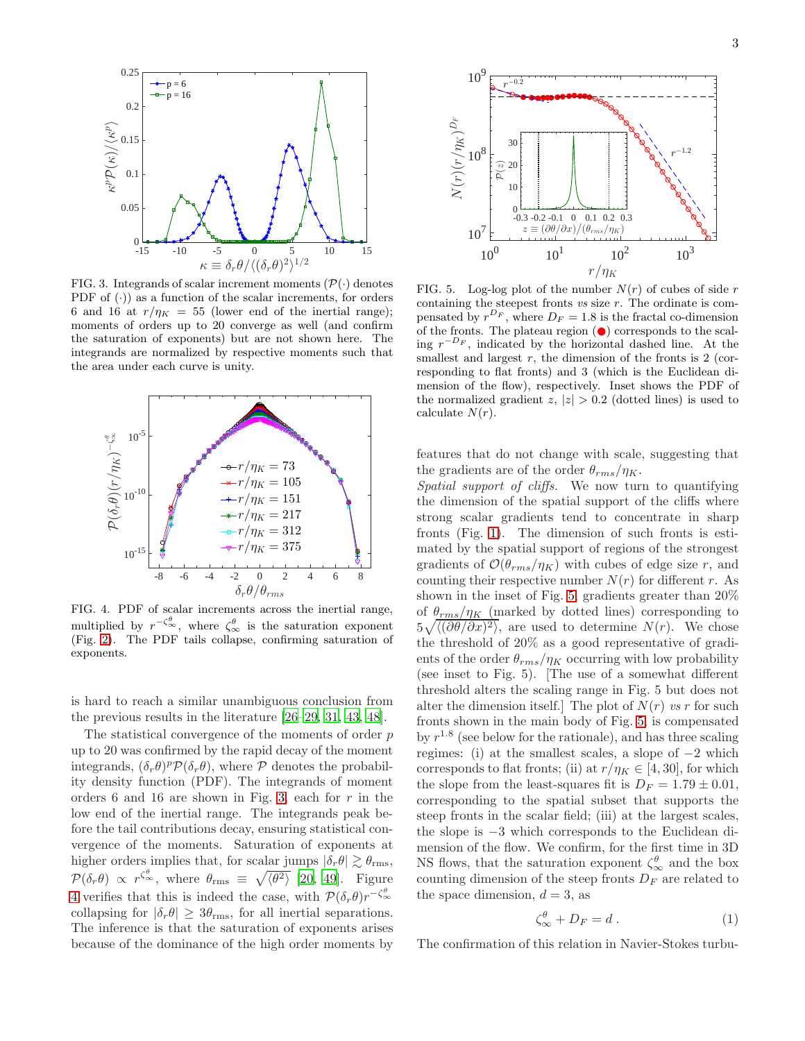FIG. 3. Integrands of scalar increment moments ($\mathcal{P}(\cdot)$ denotes PDF of $(\cdot)$) as a function of the scalar increments, for orders 6 and 16 at $r/\eta_K = 55$ (lower end of the inertial range); moments of orders up to 20 converge as well (and confirm the saturation of exponents) but are not shown here. The integrands are normalized by respective moments such that the area under each curve is unity.

FIG. 4. PDF of scalar increments across the inertial range, multiplied by $r^{-\zeta^\theta_\infty}$, where $\zeta^\theta_\infty$ is the saturation exponent (Fig. 2). The PDF tails collapse, confirming saturation of exponents.

is hard to reach a similar unambiguous conclusion from the previous results in the literature [26–29, 31, 43, 48].

The statistical convergence of the moments of order $p$ up to 20 was confirmed by the rapid decay of the moment integrands, $(\delta_r\theta)^p\mathcal{P}(\delta_r\theta)$, where $\mathcal{P}$ denotes the probability density function (PDF). The integrands of moment orders 6 and 16 are shown in Fig. 3, each for $r$ in the low end of the inertial range. The integrands peak before the tail contributions decay, ensuring statistical convergence of the moments. Saturation of exponents at higher orders implies that, for scalar jumps $|\delta_r\theta| \gtrsim \theta_{\rm rms}$, $\mathcal{P}(\delta_r\theta) \propto r^{\zeta^\theta_\infty}$, where $\theta_{\rm rms} \equiv \sqrt{\langle\theta^2\rangle}$ [20, 49]. Figure 4 verifies that this is indeed the case, with $\mathcal{P}(\delta_r\theta)r^{-\zeta^\theta_\infty}$ collapsing for $|\delta_r\theta| \geq 3\theta_{\rm rms}$, for all inertial separations. The inference is that the saturation of exponents arises because of the dominance of the high order moments by

FIG. 5. Log-log plot of the number $N(r)$ of cubes of side $r$ containing the steepest fronts *vs* size $r$. The ordinate is compensated by $r^{D_F}$, where $D_F = 1.8$ is the fractal co-dimension of the fronts. The plateau region (●) corresponds to the scaling $r^{-D_F}$, indicated by the horizontal dashed line. At the smallest and largest $r$, the dimension of the fronts is 2 (corresponding to flat fronts) and 3 (which is the Euclidean dimension of the flow), respectively. Inset shows the PDF of the normalized gradient $z$, $|z| > 0.2$ (dotted lines) is used to calculate $N(r)$.

features that do not change with scale, suggesting that the gradients are of the order $\theta_{rms}/\eta_K$.

*Spatial support of cliffs.* We now turn to quantifying the dimension of the spatial support of the cliffs where strong scalar gradients tend to concentrate in sharp fronts (Fig. 1). The dimension of such fronts is estimated by the spatial support of regions of the strongest gradients of $\mathcal{O}(\theta_{rms}/\eta_K)$ with cubes of edge size $r$, and counting their respective number $N(r)$ for different $r$. As shown in the inset of Fig. 5, gradients greater than 20% of $\theta_{rms}/\eta_K$ (marked by dotted lines) corresponding to $5\sqrt{\langle(\partial\theta/\partial x)^2\rangle}$, are used to determine $N(r)$. We chose the threshold of 20% as a good representative of gradients of the order $\theta_{rms}/\eta_K$ occurring with low probability (see inset to Fig. 5). [The use of a somewhat different threshold alters the scaling range in Fig. 5 but does not alter the dimension itself.] The plot of $N(r)$ *vs* $r$ for such fronts shown in the main body of Fig. 5, is compensated by $r^{1.8}$ (see below for the rationale), and has three scaling regimes: (i) at the smallest scales, a slope of $-2$ which corresponds to flat fronts; (ii) at $r/\eta_K \in [4, 30]$, for which the slope from the least-squares fit is $D_F = 1.79 \pm 0.01$, corresponding to the spatial subset that supports the steep fronts in the scalar field; (iii) at the largest scales, the slope is $-3$ which corresponds to the Euclidean dimension of the flow. We confirm, for the first time in 3D NS flows, that the saturation exponent $\zeta^\theta_\infty$ and the box counting dimension of the steep fronts $D_F$ are related to the space dimension, $d = 3$, as

$$\zeta^\theta_\infty + D_F = d\,. \quad (1)$$

The confirmation of this relation in Navier-Stokes turbu-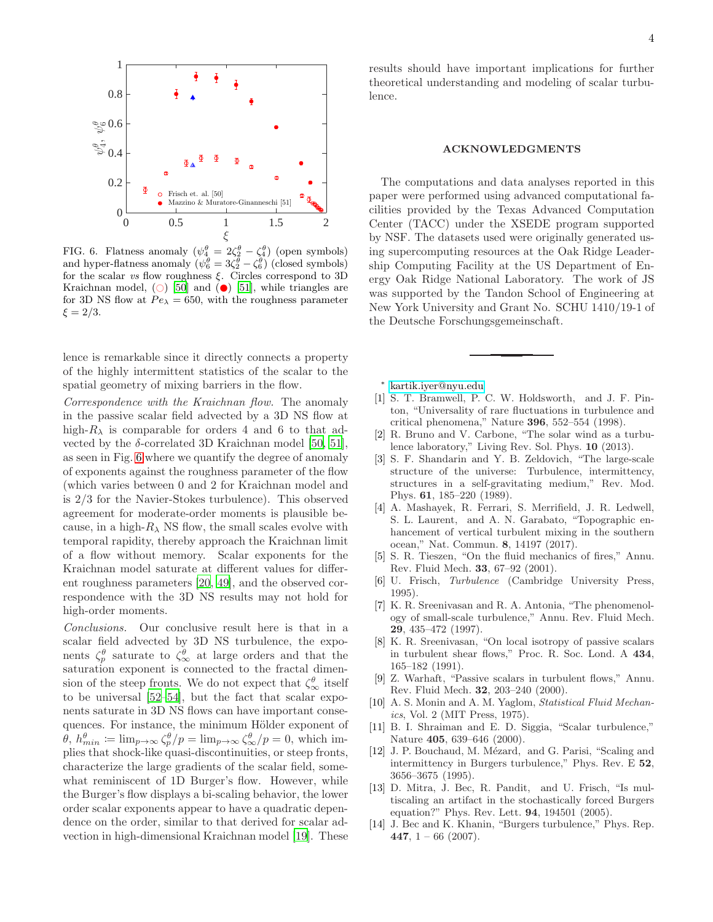FIG. 6. Flatness anomaly ($\psi_4^\theta = 2\zeta_2^\theta - \zeta_4^\theta$) (open symbols) and hyper-flatness anomaly ($\psi_6^\theta = 3\zeta_2^\theta - \zeta_6^\theta$) (closed symbols) for the scalar *vs* flow roughness $\xi$. Circles correspond to 3D Kraichnan model, (○) [50] and (●) [51], while triangles are for 3D NS flow at $Pe_\lambda = 650$, with the roughness parameter $\xi = 2/3$.

lence is remarkable since it directly connects a property of the highly intermittent statistics of the scalar to the spatial geometry of mixing barriers in the flow.

*Correspondence with the Kraichnan flow.* The anomaly in the passive scalar field advected by a 3D NS flow at high-$R_\lambda$ is comparable for orders 4 and 6 to that advected by the $\delta$-correlated 3D Kraichnan model [50, 51], as seen in Fig. 6 where we quantify the degree of anomaly of exponents against the roughness parameter of the flow (which varies between 0 and 2 for Kraichnan model and is 2/3 for the Navier-Stokes turbulence). This observed agreement for moderate-order moments is plausible because, in a high-$R_\lambda$ NS flow, the small scales evolve with temporal rapidity, thereby approach the Kraichnan limit of a flow without memory. Scalar exponents for the Kraichnan model saturate at different values for different roughness parameters [20, 49], and the observed correspondence with the 3D NS results may not hold for high-order moments.

*Conclusions.* Our conclusive result here is that in a scalar field advected by 3D NS turbulence, the exponents $\zeta_p^\theta$ saturate to $\zeta_\infty^\theta$ at large orders and that the saturation exponent is connected to the fractal dimension of the steep fronts. We do not expect that $\zeta_\infty^\theta$ itself to be universal [52–54], but the fact that scalar exponents saturate in 3D NS flows can have important consequences. For instance, the minimum Hölder exponent of $\theta$, $h_{min}^\theta := \lim_{p\to\infty} \zeta_p^\theta/p = \lim_{p\to\infty} \zeta_\infty^\theta/p = 0$, which implies that shock-like quasi-discontinuities, or steep fronts, characterize the large gradients of the scalar field, somewhat reminiscent of 1D Burger's flow. However, while the Burger's flow displays a bi-scaling behavior, the lower order scalar exponents appear to have a quadratic dependence on the order, similar to that derived for scalar advection in high-dimensional Kraichnan model [19]. These results should have important implications for further theoretical understanding and modeling of scalar turbulence.

## ACKNOWLEDGMENTS

The computations and data analyses reported in this paper were performed using advanced computational facilities provided by the Texas Advanced Computation Center (TACC) under the XSEDE program supported by NSF. The datasets were originally generated using supercomputing resources at the Oak Ridge Leadership Computing Facility at the US Department of Energy Oak Ridge National Laboratory. The work of JS was supported by the Tandon School of Engineering at New York University and Grant No. SCHU 1410/19-1 of the Deutsche Forschungsgemeinschaft.

---

* kartik.iyer@nyu.edu

[1] S. T. Bramwell, P. C. W. Holdsworth, and J. F. Pinton, "Universality of rare fluctuations in turbulence and critical phenomena," Nature **396**, 552–554 (1998).

[2] R. Bruno and V. Carbone, "The solar wind as a turbulence laboratory," Living Rev. Sol. Phys. **10** (2013).

[3] S. F. Shandarin and Y. B. Zeldovich, "The large-scale structure of the universe: Turbulence, intermittency, structures in a self-gravitating medium," Rev. Mod. Phys. **61**, 185–220 (1989).

[4] A. Mashayek, R. Ferrari, S. Merrifield, J. R. Ledwell, S. L. Laurent, and A. N. Garabato, "Topographic enhancement of vertical turbulent mixing in the southern ocean," Nat. Commun. **8**, 14197 (2017).

[5] S. R. Tieszen, "On the fluid mechanics of fires," Annu. Rev. Fluid Mech. **33**, 67–92 (2001).

[6] U. Frisch, *Turbulence* (Cambridge University Press, 1995).

[7] K. R. Sreenivasan and R. A. Antonia, "The phenomenology of small-scale turbulence," Annu. Rev. Fluid Mech. **29**, 435–472 (1997).

[8] K. R. Sreenivasan, "On local isotropy of passive scalars in turbulent shear flows," Proc. R. Soc. Lond. A **434**, 165–182 (1991).

[9] Z. Warhaft, "Passive scalars in turbulent flows," Annu. Rev. Fluid Mech. **32**, 203–240 (2000).

[10] A. S. Monin and A. M. Yaglom, *Statistical Fluid Mechanics*, Vol. 2 (MIT Press, 1975).

[11] B. I. Shraiman and E. D. Siggia, "Scalar turbulence," Nature **405**, 639–646 (2000).

[12] J. P. Bouchaud, M. Mézard, and G. Parisi, "Scaling and intermittency in Burgers turbulence," Phys. Rev. E **52**, 3656–3675 (1995).

[13] D. Mitra, J. Bec, R. Pandit, and U. Frisch, "Is multiscaling an artifact in the stochastically forced Burgers equation?" Phys. Rev. Lett. **94**, 194501 (2005).

[14] J. Bec and K. Khanin, "Burgers turbulence," Phys. Rep. **447**, 1 – 66 (2007).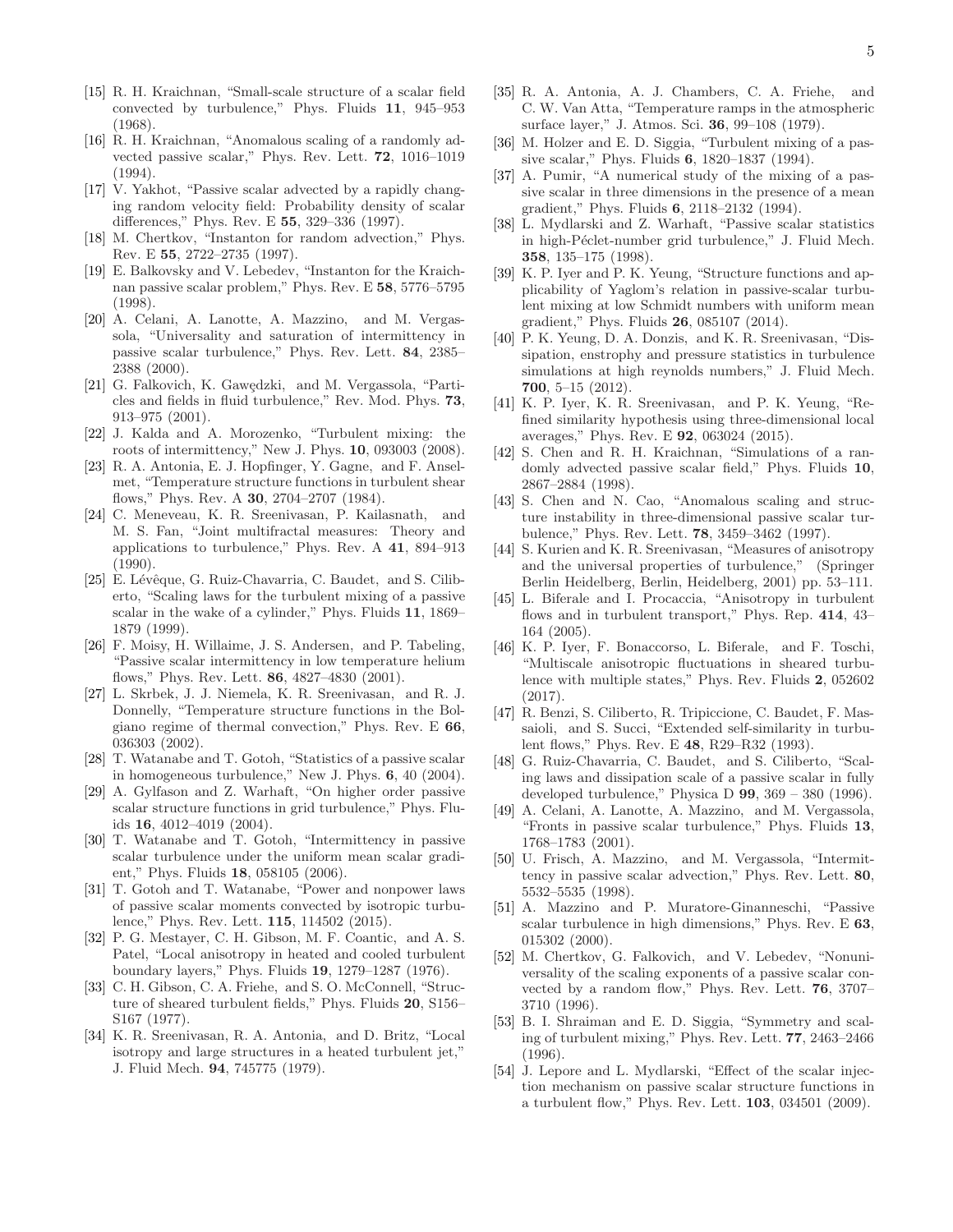[15] R. H. Kraichnan, "Small-scale structure of a scalar field convected by turbulence," Phys. Fluids **11**, 945–953 (1968).

[16] R. H. Kraichnan, "Anomalous scaling of a randomly advected passive scalar," Phys. Rev. Lett. **72**, 1016–1019 (1994).

[17] V. Yakhot, "Passive scalar advected by a rapidly changing random velocity field: Probability density of scalar differences," Phys. Rev. E **55**, 329–336 (1997).

[18] M. Chertkov, "Instanton for random advection," Phys. Rev. E **55**, 2722–2735 (1997).

[19] E. Balkovsky and V. Lebedev, "Instanton for the Kraichnan passive scalar problem," Phys. Rev. E **58**, 5776–5795 (1998).

[20] A. Celani, A. Lanotte, A. Mazzino, and M. Vergassola, "Universality and saturation of intermittency in passive scalar turbulence," Phys. Rev. Lett. **84**, 2385–2388 (2000).

[21] G. Falkovich, K. Gawędzki, and M. Vergassola, "Particles and fields in fluid turbulence," Rev. Mod. Phys. **73**, 913–975 (2001).

[22] J. Kalda and A. Morozenko, "Turbulent mixing: the roots of intermittency," New J. Phys. **10**, 093003 (2008).

[23] R. A. Antonia, E. J. Hopfinger, Y. Gagne, and F. Anselmet, "Temperature structure functions in turbulent shear flows," Phys. Rev. A **30**, 2704–2707 (1984).

[24] C. Meneveau, K. R. Sreenivasan, P. Kailasnath, and M. S. Fan, "Joint multifractal measures: Theory and applications to turbulence," Phys. Rev. A **41**, 894–913 (1990).

[25] E. Lévêque, G. Ruiz-Chavarria, C. Baudet, and S. Ciliberto, "Scaling laws for the turbulent mixing of a passive scalar in the wake of a cylinder," Phys. Fluids **11**, 1869–1879 (1999).

[26] F. Moisy, H. Willaime, J. S. Andersen, and P. Tabeling, "Passive scalar intermittency in low temperature helium flows," Phys. Rev. Lett. **86**, 4827–4830 (2001).

[27] L. Skrbek, J. J. Niemela, K. R. Sreenivasan, and R. J. Donnelly, "Temperature structure functions in the Bolgiano regime of thermal convection," Phys. Rev. E **66**, 036303 (2002).

[28] T. Watanabe and T. Gotoh, "Statistics of a passive scalar in homogeneous turbulence," New J. Phys. **6**, 40 (2004).

[29] A. Gylfason and Z. Warhaft, "On higher order passive scalar structure functions in grid turbulence," Phys. Fluids **16**, 4012–4019 (2004).

[30] T. Watanabe and T. Gotoh, "Intermittency in passive scalar turbulence under the uniform mean scalar gradient," Phys. Fluids **18**, 058105 (2006).

[31] T. Gotoh and T. Watanabe, "Power and nonpower laws of passive scalar moments convected by isotropic turbulence," Phys. Rev. Lett. **115**, 114502 (2015).

[32] P. G. Mestayer, C. H. Gibson, M. F. Coantic, and A. S. Patel, "Local anisotropy in heated and cooled turbulent boundary layers," Phys. Fluids **19**, 1279–1287 (1976).

[33] C. H. Gibson, C. A. Friehe, and S. O. McConnell, "Structure of sheared turbulent fields," Phys. Fluids **20**, S156–S167 (1977).

[34] K. R. Sreenivasan, R. A. Antonia, and D. Britz, "Local isotropy and large structures in a heated turbulent jet," J. Fluid Mech. **94**, 745775 (1979).

[35] R. A. Antonia, A. J. Chambers, C. A. Friehe, and C. W. Van Atta, "Temperature ramps in the atmospheric surface layer," J. Atmos. Sci. **36**, 99–108 (1979).

[36] M. Holzer and E. D. Siggia, "Turbulent mixing of a passive scalar," Phys. Fluids **6**, 1820–1837 (1994).

[37] A. Pumir, "A numerical study of the mixing of a passive scalar in three dimensions in the presence of a mean gradient," Phys. Fluids **6**, 2118–2132 (1994).

[38] L. Mydlarski and Z. Warhaft, "Passive scalar statistics in high-Péclet-number grid turbulence," J. Fluid Mech. **358**, 135–175 (1998).

[39] K. P. Iyer and P. K. Yeung, "Structure functions and applicability of Yaglom's relation in passive-scalar turbulent mixing at low Schmidt numbers with uniform mean gradient," Phys. Fluids **26**, 085107 (2014).

[40] P. K. Yeung, D. A. Donzis, and K. R. Sreenivasan, "Dissipation, enstrophy and pressure statistics in turbulence simulations at high reynolds numbers," J. Fluid Mech. **700**, 5–15 (2012).

[41] K. P. Iyer, K. R. Sreenivasan, and P. K. Yeung, "Refined similarity hypothesis using three-dimensional local averages," Phys. Rev. E **92**, 063024 (2015).

[42] S. Chen and R. H. Kraichnan, "Simulations of a randomly advected passive scalar field," Phys. Fluids **10**, 2867–2884 (1998).

[43] S. Chen and N. Cao, "Anomalous scaling and structure instability in three-dimensional passive scalar turbulence," Phys. Rev. Lett. **78**, 3459–3462 (1997).

[44] S. Kurien and K. R. Sreenivasan, "Measures of anisotropy and the universal properties of turbulence," (Springer Berlin Heidelberg, Berlin, Heidelberg, 2001) pp. 53–111.

[45] L. Biferale and I. Procaccia, "Anisotropy in turbulent flows and in turbulent transport," Phys. Rep. **414**, 43–164 (2005).

[46] K. P. Iyer, F. Bonaccorso, L. Biferale, and F. Toschi, "Multiscale anisotropic fluctuations in sheared turbulence with multiple states," Phys. Rev. Fluids **2**, 052602 (2017).

[47] R. Benzi, S. Ciliberto, R. Tripiccione, C. Baudet, F. Massaioli, and S. Succi, "Extended self-similarity in turbulent flows," Phys. Rev. E **48**, R29–R32 (1993).

[48] G. Ruiz-Chavarria, C. Baudet, and S. Ciliberto, "Scaling laws and dissipation scale of a passive scalar in fully developed turbulence," Physica D **99**, 369 – 380 (1996).

[49] A. Celani, A. Lanotte, A. Mazzino, and M. Vergassola, "Fronts in passive scalar turbulence," Phys. Fluids **13**, 1768–1783 (2001).

[50] U. Frisch, A. Mazzino, and M. Vergassola, "Intermittency in passive scalar advection," Phys. Rev. Lett. **80**, 5532–5535 (1998).

[51] A. Mazzino and P. Muratore-Ginanneschi, "Passive scalar turbulence in high dimensions," Phys. Rev. E **63**, 015302 (2000).

[52] M. Chertkov, G. Falkovich, and V. Lebedev, "Nonuniversality of the scaling exponents of a passive scalar convected by a random flow," Phys. Rev. Lett. **76**, 3707–3710 (1996).

[53] B. I. Shraiman and E. D. Siggia, "Symmetry and scaling of turbulent mixing," Phys. Rev. Lett. **77**, 2463–2466 (1996).

[54] J. Lepore and L. Mydlarski, "Effect of the scalar injection mechanism on passive scalar structure functions in a turbulent flow," Phys. Rev. Lett. **103**, 034501 (2009).